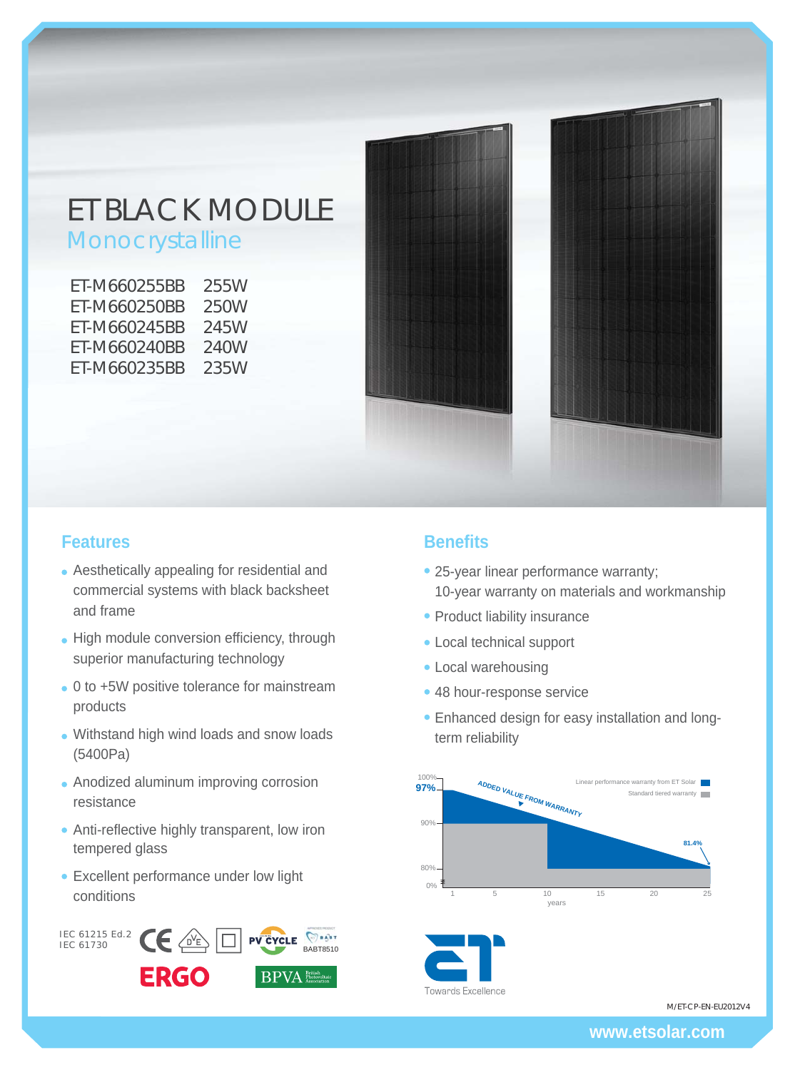# ET BLACK MODULE

## Monocrystalline

| Model | Power |
|---|---|
| ET-M660255BB | 255W |
| ET-M660250BB | 250W |
| ET-M660245BB | 245W |
| ET-M660240BB | 240W |
| ET-M660235BB | 235W |

## Features

- Aesthetically appealing for residential and commercial systems with black backsheet and frame
- High module conversion efficiency, through superior manufacturing technology
- 0 to +5W positive tolerance for mainstream products
- Withstand high wind loads and snow loads (5400Pa)
- Anodized aluminum improving corrosion resistance
- Anti-reflective highly transparent, low iron tempered glass
- Excellent performance under low light conditions

IEC 61215 Ed.2
IEC 61730

BABT8510

## Benefits

- 25-year linear performance warranty; 10-year warranty on materials and workmanship
- Product liability insurance
- Local technical support
- Local warehousing
- 48 hour-response service
- Enhanced design for easy installation and long-term reliability

Linear performance warranty from ET Solar
Standard tiered warranty

ADDED VALUE FROM WARRANTY

100%, 97%, 90%, 80%, 0%; 81.4%

1, 5, 10, 15, 20, 25 years

Towards Excellence

M/ET-CP-EN-EU2012V4

www.etsolar.com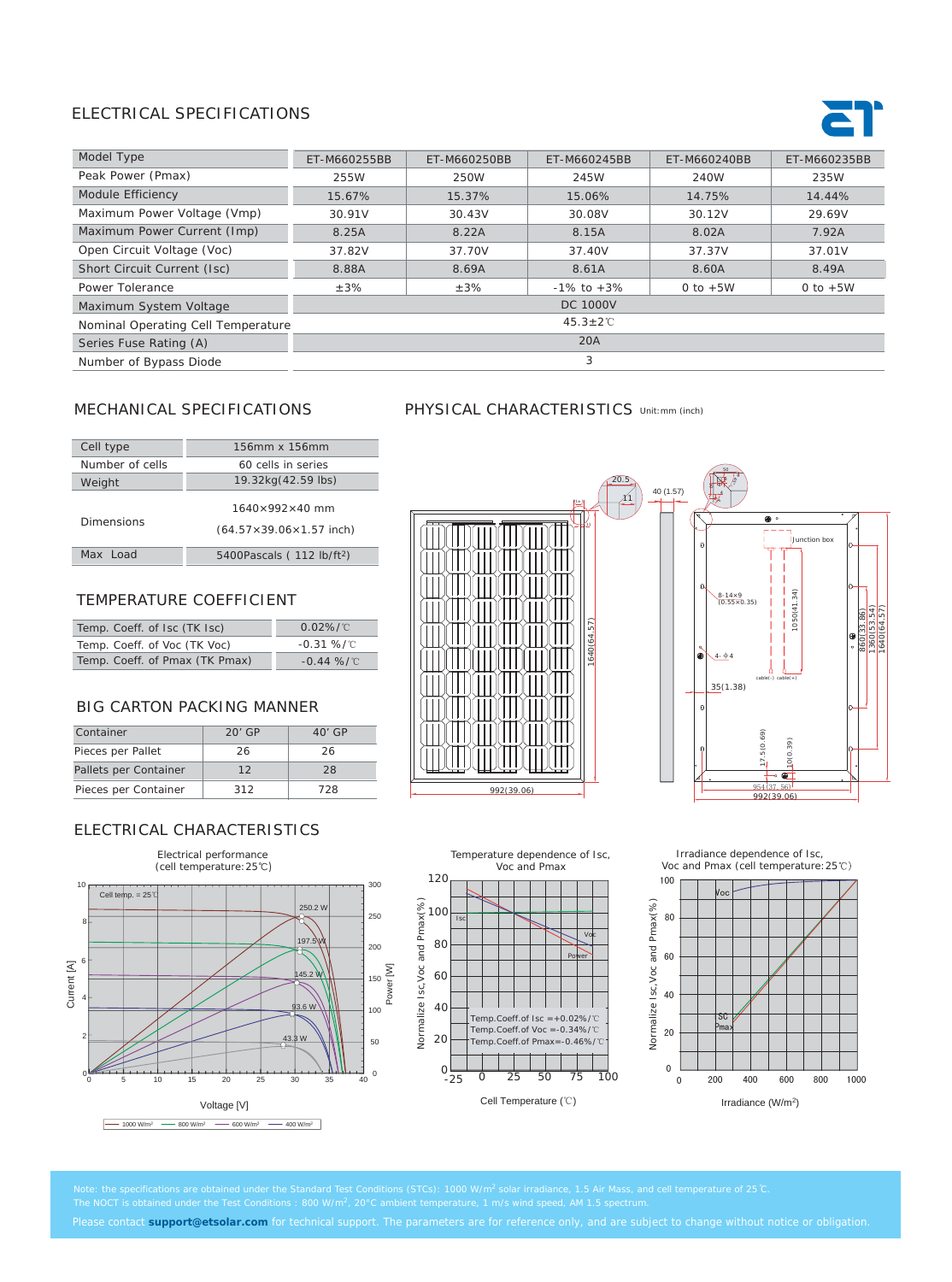## ELECTRICAL SPECIFICATIONS

| Model Type | ET-M660255BB | ET-M660250BB | ET-M660245BB | ET-M660240BB | ET-M660235BB |
|---|---|---|---|---|---|
| Peak Power (Pmax) | 255W | 250W | 245W | 240W | 235W |
| Module Efficiency | 15.67% | 15.37% | 15.06% | 14.75% | 14.44% |
| Maximum Power Voltage (Vmp) | 30.91V | 30.43V | 30.08V | 30.12V | 29.69V |
| Maximum Power Current (Imp) | 8.25A | 8.22A | 8.15A | 8.02A | 7.92A |
| Open Circuit Voltage (Voc) | 37.82V | 37.70V | 37.40V | 37.37V | 37.01V |
| Short Circuit Current (Isc) | 8.88A | 8.69A | 8.61A | 8.60A | 8.49A |
| Power Tolerance | ±3% | ±3% | -1% to +3% | 0 to +5W | 0 to +5W |
| Maximum System Voltage | DC 1000V | | | | |
| Nominal Operating Cell Temperature | 45.3±2℃ | | | | |
| Series Fuse Rating (A) | 20A | | | | |
| Number of Bypass Diode | 3 | | | | |

## MECHANICAL SPECIFICATIONS

| | |
|---|---|
| Cell type | 156mm x 156mm |
| Number of cells | 60 cells in series |
| Weight | 19.32kg(42.59 lbs) |
| Dimensions | 1640×992×40 mm (64.57×39.06×1.57 inch) |
| Max Load | 5400Pascals ( 112 lb/ft²) |

## PHYSICAL CHARACTERISTICS Unit:mm (inch)

20.5
11
40 (1.57)
1640(64.57)
992(39.06)
Junction box
8-14×9 (0.55×0.35)
1050(41.34)
4- Φ4
35(1.38)
cable(-) cable(+)
860(33.86)
1360(53.54)
1640(64.57)
17.5(0.69)
10(0.39)
954(37.56)
992(39.06)

## TEMPERATURE COEFFICIENT

| | |
|---|---|
| Temp. Coeff. of Isc (TK Isc) | 0.02%/℃ |
| Temp. Coeff. of Voc (TK Voc) | -0.31 %/℃ |
| Temp. Coeff. of Pmax (TK Pmax) | -0.44 %/℃ |

## BIG CARTON PACKING MANNER

| Container | 20' GP | 40' GP |
|---|---|---|
| Pieces per Pallet | 26 | 26 |
| Pallets per Container | 12 | 28 |
| Pieces per Container | 312 | 728 |

## ELECTRICAL CHARACTERISTICS

Electrical performance (cell temperature:25℃)

Cell temp. = 25℃
250.2 W
197.5 W
145.2 W
93.6 W
43.3 W
Current [A]
Power [W]
Voltage [V]
1000 W/m² 800 W/m² 600 W/m² 400 W/m²

Temperature dependence of Isc, Voc and Pmax

Isc
Voc
Power
Temp.Coeff.of Isc =+0.02%/℃
Temp.Coeff.of Voc =-0.34%/℃
Temp.Coeff.of Pmax=-0.46%/℃
Normalize Isc,Voc and Pmax(%)
Cell Temperature (℃)

Irradiance dependence of Isc, Voc and Pmax (cell temperature:25℃)

Voc
ISC
Pmax
Normalize Isc,Voc and Pmax(%)
Irradiance (W/m²)

Note: the specifications are obtained under the Standard Test Conditions (STCs): 1000 W/m² solar irradiance, 1.5 Air Mass, and cell temperature of 25 ℃.
The NOCT is obtained under the Test Conditions : 800 W/m², 20°C ambient temperature, 1 m/s wind speed, AM 1.5 spectrum.

Please contact **support@etsolar.com** for technical support. The parameters are for reference only, and are subject to change without notice or obligation.